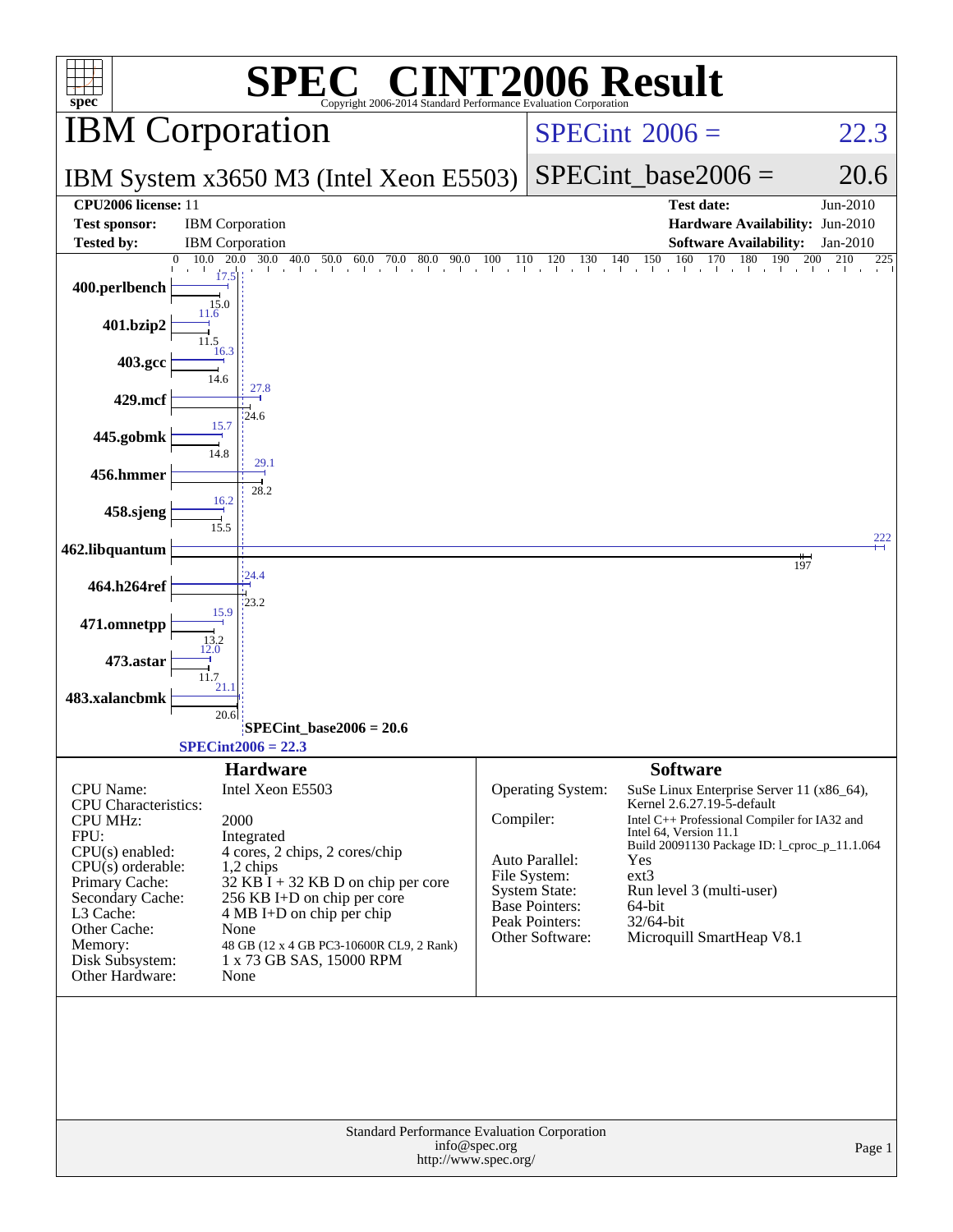# SPEC CINT2006 Result

Copyright 2006-2014 Standard Performance Evaluation Corporation

## IBM Corporation

**IBM System x3650 M3 (Intel Xeon E5503)**

SPECint 2006 = 22.3

SPECint_base2006 = 20.6

| | | | |
|---|---|---|---|
| **CPU2006 license:** 11 | | **Test date:** | Jun-2010 |
| **Test sponsor:** | IBM Corporation | **Hardware Availability:** | Jun-2010 |
| **Tested by:** | IBM Corporation | **Software Availability:** | Jan-2010 |

| Benchmark | Peak | Base |
|---|---|---|
| 400.perlbench | 17.5 | 15.0 |
| 401.bzip2 | 11.6 | 11.5 |
| 403.gcc | 16.3 | 14.6 |
| 429.mcf | 27.8 | 24.6 |
| 445.gobmk | 15.7 | 14.8 |
| 456.hmmer | 29.1 | 28.2 |
| 458.sjeng | 16.2 | 15.5 |
| 462.libquantum | 222 | 197 |
| 464.h264ref | 24.4 | 23.2 |
| 471.omnetpp | 15.9 | 13.2 |
| 473.astar | 12.0 | 11.7 |
| 483.xalancbmk | 21.1 | 20.6 |

SPECint_base2006 = 20.6

SPECint2006 = 22.3

## Hardware

| | |
|---|---|
| CPU Name: | Intel Xeon E5503 |
| CPU Characteristics: | |
| CPU MHz: | 2000 |
| FPU: | Integrated |
| CPU(s) enabled: | 4 cores, 2 chips, 2 cores/chip |
| CPU(s) orderable: | 1,2 chips |
| Primary Cache: | 32 KB I + 32 KB D on chip per core |
| Secondary Cache: | 256 KB I+D on chip per core |
| L3 Cache: | 4 MB I+D on chip per chip |
| Other Cache: | None |
| Memory: | 48 GB (12 x 4 GB PC3-10600R CL9, 2 Rank) |
| Disk Subsystem: | 1 x 73 GB SAS, 15000 RPM |
| Other Hardware: | None |

## Software

| | |
|---|---|
| Operating System: | SuSe Linux Enterprise Server 11 (x86_64), Kernel 2.6.27.19-5-default |
| Compiler: | Intel C++ Professional Compiler for IA32 and Intel 64, Version 11.1 Build 20091130 Package ID: l_cproc_p_11.1.064 |
| Auto Parallel: | Yes |
| File System: | ext3 |
| System State: | Run level 3 (multi-user) |
| Base Pointers: | 64-bit |
| Peak Pointers: | 32/64-bit |
| Other Software: | Microquill SmartHeap V8.1 |

Standard Performance Evaluation Corporation
info@spec.org
http://www.spec.org/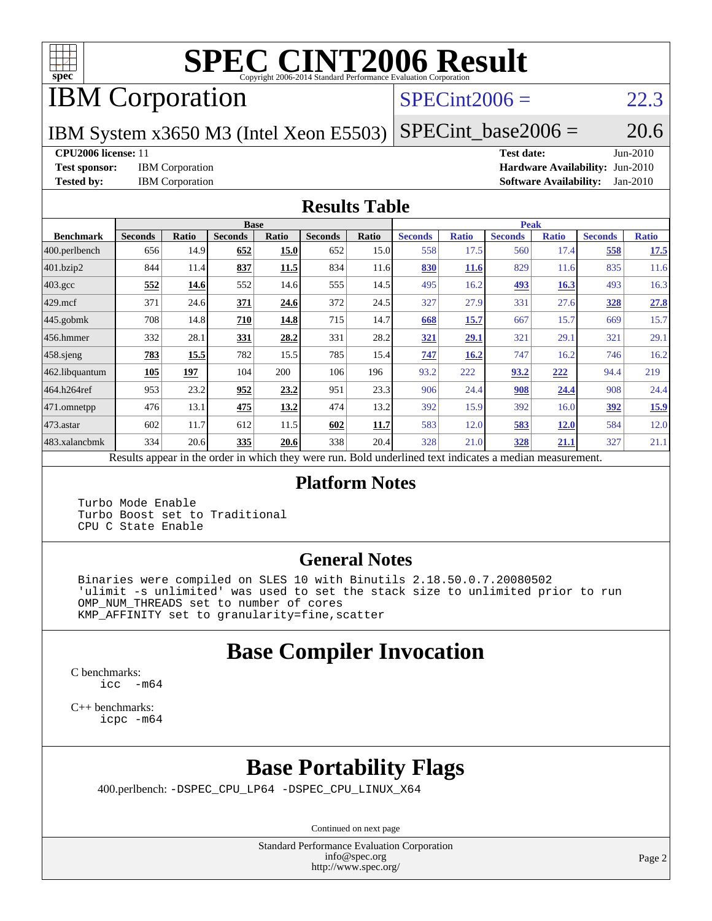# SPEC CINT2006 Result

Copyright 2006-2014 Standard Performance Evaluation Corporation

## IBM Corporation

**SPECint2006 = 22.3**

IBM System x3650 M3 (Intel Xeon E5503)

**SPECint_base2006 = 20.6**

**CPU2006 license:** 11 | **Test date:** Jun-2010
**Test sponsor:** IBM Corporation | **Hardware Availability:** Jun-2010
**Tested by:** IBM Corporation | **Software Availability:** Jan-2010

## Results Table

| Benchmark | Base | | | | | | Peak | | | | | |
|---|---|---|---|---|---|---|---|---|---|---|---|---|
| | Seconds | Ratio | Seconds | Ratio | Seconds | Ratio | Seconds | Ratio | Seconds | Ratio | Seconds | Ratio |
| 400.perlbench | 656 | 14.9 | **652** | **15.0** | 652 | 15.0 | 558 | 17.5 | 560 | 17.4 | **558** | **17.5** |
| 401.bzip2 | 844 | 11.4 | **837** | **11.5** | 834 | 11.6 | **830** | **11.6** | 829 | 11.6 | 835 | 11.6 |
| 403.gcc | **552** | **14.6** | 552 | 14.6 | 555 | 14.5 | 495 | 16.2 | **493** | **16.3** | 493 | 16.3 |
| 429.mcf | 371 | 24.6 | **371** | **24.6** | 372 | 24.5 | 327 | 27.9 | 331 | 27.6 | **328** | **27.8** |
| 445.gobmk | 708 | 14.8 | **710** | **14.8** | 715 | 14.7 | **668** | **15.7** | 667 | 15.7 | 669 | 15.7 |
| 456.hmmer | 332 | 28.1 | **331** | **28.2** | 331 | 28.2 | **321** | **29.1** | 321 | 29.1 | 321 | 29.1 |
| 458.sjeng | **783** | **15.5** | 782 | 15.5 | 785 | 15.4 | **747** | **16.2** | 747 | 16.2 | 746 | 16.2 |
| 462.libquantum | **105** | **197** | 104 | 200 | 106 | 196 | 93.2 | 222 | **93.2** | **222** | 94.4 | 219 |
| 464.h264ref | 953 | 23.2 | **952** | **23.2** | 951 | 23.3 | 906 | 24.4 | **908** | **24.4** | 908 | 24.4 |
| 471.omnetpp | 476 | 13.1 | **475** | **13.2** | 474 | 13.2 | 392 | 15.9 | 392 | 16.0 | **392** | **15.9** |
| 473.astar | 602 | 11.7 | 612 | 11.5 | **602** | **11.7** | 583 | 12.0 | **583** | **12.0** | 584 | 12.0 |
| 483.xalancbmk | 334 | 20.6 | **335** | **20.6** | 338 | 20.4 | 328 | 21.0 | **328** | **21.1** | 327 | 21.1 |

Results appear in the order in which they were run. Bold underlined text indicates a median measurement.

## Platform Notes

```
Turbo Mode Enable
Turbo Boost set to Traditional
CPU C State Enable
```

## General Notes

```
Binaries were compiled on SLES 10 with Binutils 2.18.50.0.7.20080502
'ulimit -s unlimited' was used to set the stack size to unlimited prior to run
OMP_NUM_THREADS set to number of cores
KMP_AFFINITY set to granularity=fine,scatter
```

## Base Compiler Invocation

C benchmarks:
```
icc  -m64
```

C++ benchmarks:
```
icpc -m64
```

## Base Portability Flags

400.perlbench: `-DSPEC_CPU_LP64 -DSPEC_CPU_LINUX_X64`

Continued on next page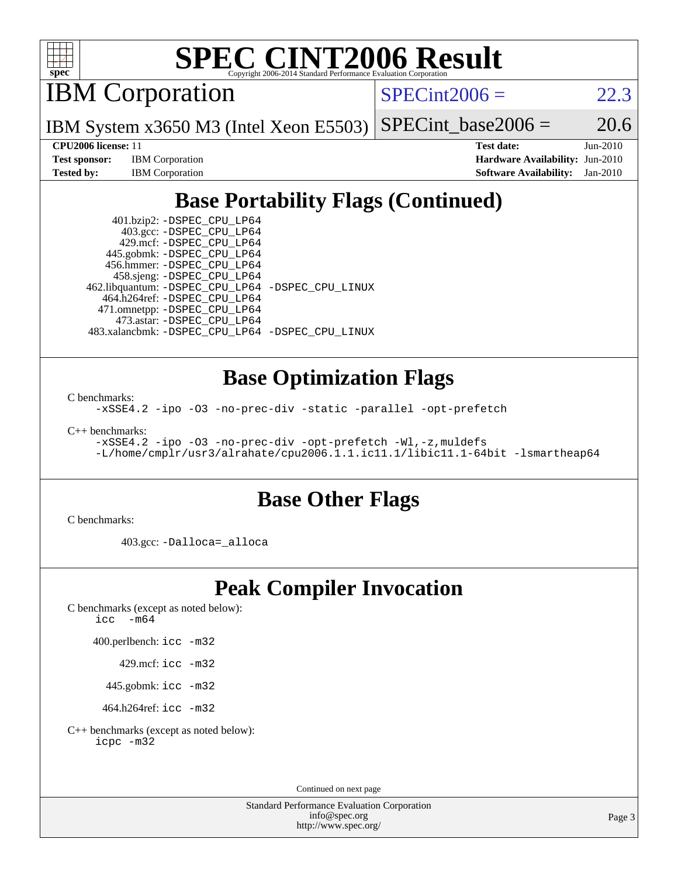# SPEC CINT2006 Result

Copyright 2006-2014 Standard Performance Evaluation Corporation

## IBM Corporation

IBM System x3650 M3 (Intel Xeon E5503)

SPECint2006 = 22.3

SPECint_base2006 = 20.6

**CPU2006 license:** 11
**Test sponsor:** IBM Corporation
**Tested by:** IBM Corporation

**Test date:** Jun-2010
**Hardware Availability:** Jun-2010
**Software Availability:** Jan-2010

## Base Portability Flags (Continued)

401.bzip2: -DSPEC_CPU_LP64
403.gcc: -DSPEC_CPU_LP64
429.mcf: -DSPEC_CPU_LP64
445.gobmk: -DSPEC_CPU_LP64
456.hmmer: -DSPEC_CPU_LP64
458.sjeng: -DSPEC_CPU_LP64
462.libquantum: -DSPEC_CPU_LP64 -DSPEC_CPU_LINUX
464.h264ref: -DSPEC_CPU_LP64
471.omnetpp: -DSPEC_CPU_LP64
473.astar: -DSPEC_CPU_LP64
483.xalancbmk: -DSPEC_CPU_LP64 -DSPEC_CPU_LINUX

## Base Optimization Flags

C benchmarks:

```
-xSSE4.2 -ipo -O3 -no-prec-div -static -parallel -opt-prefetch
```

C++ benchmarks:

```
-xSSE4.2 -ipo -O3 -no-prec-div -opt-prefetch -Wl,-z,muldefs
-L/home/cmplr/usr3/alrahate/cpu2006.1.1.ic11.1/libic11.1-64bit -lsmartheap64
```

## Base Other Flags

C benchmarks:

403.gcc: -Dalloca=_alloca

## Peak Compiler Invocation

C benchmarks (except as noted below):
icc -m64

400.perlbench: icc -m32

429.mcf: icc -m32

445.gobmk: icc -m32

464.h264ref: icc -m32

C++ benchmarks (except as noted below):
icpc -m32

Continued on next page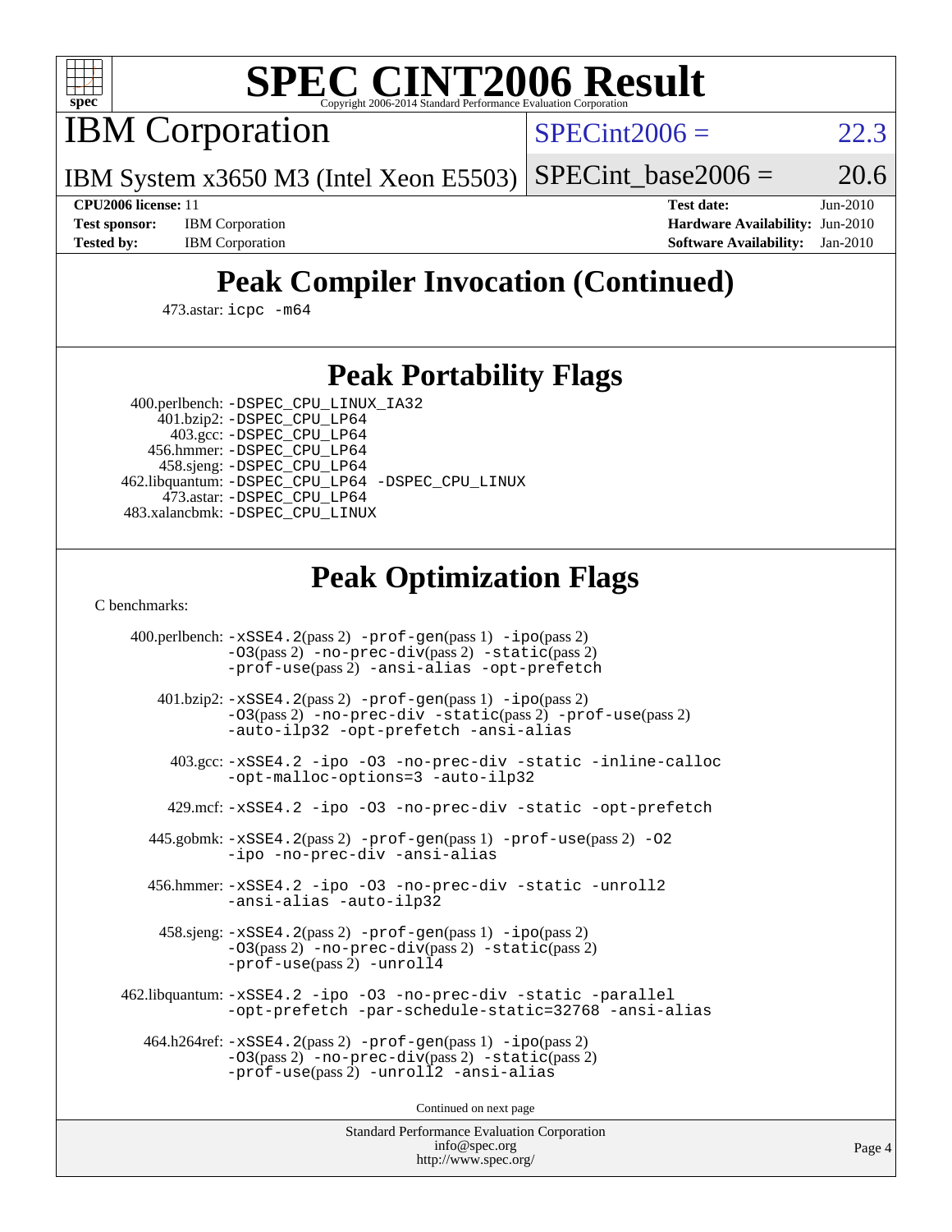# SPEC CINT2006 Result

Copyright 2006-2014 Standard Performance Evaluation Corporation

## IBM Corporation

IBM System x3650 M3 (Intel Xeon E5503)

SPECint2006 = 22.3

SPECint_base2006 = 20.6

**CPU2006 license:** 11
**Test sponsor:** IBM Corporation
**Tested by:** IBM Corporation

**Test date:** Jun-2010
**Hardware Availability:** Jun-2010
**Software Availability:** Jan-2010

## Peak Compiler Invocation (Continued)

473.astar: `icpc -m64`

## Peak Portability Flags

400.perlbench: `-DSPEC_CPU_LINUX_IA32`
401.bzip2: `-DSPEC_CPU_LP64`
403.gcc: `-DSPEC_CPU_LP64`
456.hmmer: `-DSPEC_CPU_LP64`
458.sjeng: `-DSPEC_CPU_LP64`
462.libquantum: `-DSPEC_CPU_LP64 -DSPEC_CPU_LINUX`
473.astar: `-DSPEC_CPU_LP64`
483.xalancbmk: `-DSPEC_CPU_LINUX`

## Peak Optimization Flags

C benchmarks:

400.perlbench: `-xSSE4.2`(pass 2) `-prof-gen`(pass 1) `-ipo`(pass 2) `-O3`(pass 2) `-no-prec-div`(pass 2) `-static`(pass 2) `-prof-use`(pass 2) `-ansi-alias -opt-prefetch`

401.bzip2: `-xSSE4.2`(pass 2) `-prof-gen`(pass 1) `-ipo`(pass 2) `-O3`(pass 2) `-no-prec-div -static`(pass 2) `-prof-use`(pass 2) `-auto-ilp32 -opt-prefetch -ansi-alias`

403.gcc: `-xSSE4.2 -ipo -O3 -no-prec-div -static -inline-calloc -opt-malloc-options=3 -auto-ilp32`

429.mcf: `-xSSE4.2 -ipo -O3 -no-prec-div -static -opt-prefetch`

445.gobmk: `-xSSE4.2`(pass 2) `-prof-gen`(pass 1) `-prof-use`(pass 2) `-O2 -ipo -no-prec-div -ansi-alias`

456.hmmer: `-xSSE4.2 -ipo -O3 -no-prec-div -static -unroll2 -ansi-alias -auto-ilp32`

458.sjeng: `-xSSE4.2`(pass 2) `-prof-gen`(pass 1) `-ipo`(pass 2) `-O3`(pass 2) `-no-prec-div`(pass 2) `-static`(pass 2) `-prof-use`(pass 2) `-unroll4`

462.libquantum: `-xSSE4.2 -ipo -O3 -no-prec-div -static -parallel -opt-prefetch -par-schedule-static=32768 -ansi-alias`

464.h264ref: `-xSSE4.2`(pass 2) `-prof-gen`(pass 1) `-ipo`(pass 2) `-O3`(pass 2) `-no-prec-div`(pass 2) `-static`(pass 2) `-prof-use`(pass 2) `-unroll2 -ansi-alias`

Continued on next page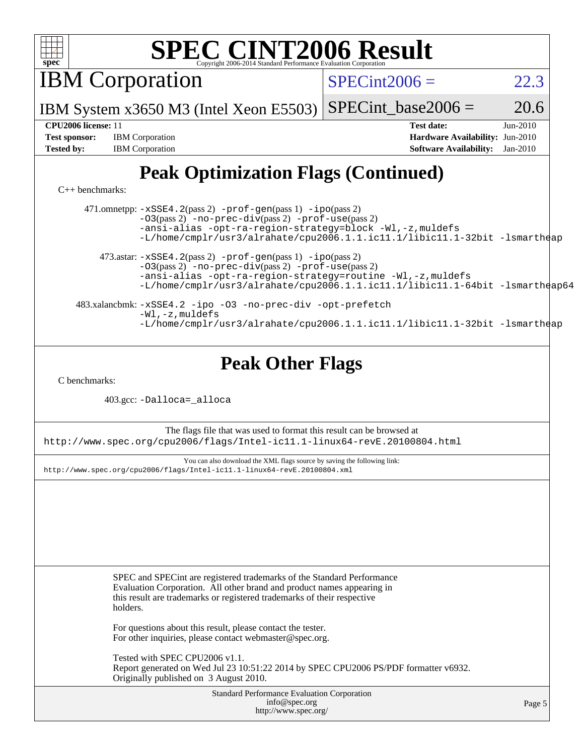# SPEC CINT2006 Result

Copyright 2006-2014 Standard Performance Evaluation Corporation

## IBM Corporation

IBM System x3650 M3 (Intel Xeon E5503)

SPECint2006 = 22.3

SPECint_base2006 = 20.6

**CPU2006 license:** 11

**Test sponsor:** IBM Corporation

**Tested by:** IBM Corporation

**Test date:** Jun-2010

**Hardware Availability:** Jun-2010

**Software Availability:** Jan-2010

## Peak Optimization Flags (Continued)

C++ benchmarks:

471.omnetpp: -xSSE4.2(pass 2) -prof-gen(pass 1) -ipo(pass 2) -O3(pass 2) -no-prec-div(pass 2) -prof-use(pass 2) -ansi-alias -opt-ra-region-strategy=block -Wl,-z,muldefs -L/home/cmplr/usr3/alrahate/cpu2006.1.1.ic11.1/libic11.1-32bit -lsmartheap

473.astar: -xSSE4.2(pass 2) -prof-gen(pass 1) -ipo(pass 2) -O3(pass 2) -no-prec-div(pass 2) -prof-use(pass 2) -ansi-alias -opt-ra-region-strategy=routine -Wl,-z,muldefs -L/home/cmplr/usr3/alrahate/cpu2006.1.1.ic11.1/libic11.1-64bit -lsmartheap64

483.xalancbmk: -xSSE4.2 -ipo -O3 -no-prec-div -opt-prefetch -Wl,-z,muldefs -L/home/cmplr/usr3/alrahate/cpu2006.1.1.ic11.1/libic11.1-32bit -lsmartheap

## Peak Other Flags

C benchmarks:

403.gcc: -Dalloca=_alloca

The flags file that was used to format this result can be browsed at
http://www.spec.org/cpu2006/flags/Intel-ic11.1-linux64-revE.20100804.html

You can also download the XML flags source by saving the following link:
http://www.spec.org/cpu2006/flags/Intel-ic11.1-linux64-revE.20100804.xml

SPEC and SPECint are registered trademarks of the Standard Performance Evaluation Corporation. All other brand and product names appearing in this result are trademarks or registered trademarks of their respective holders.

For questions about this result, please contact the tester.
For other inquiries, please contact webmaster@spec.org.

Tested with SPEC CPU2006 v1.1.
Report generated on Wed Jul 23 10:51:22 2014 by SPEC CPU2006 PS/PDF formatter v6932.
Originally published on 3 August 2010.

Standard Performance Evaluation Corporation
info@spec.org
http://www.spec.org/